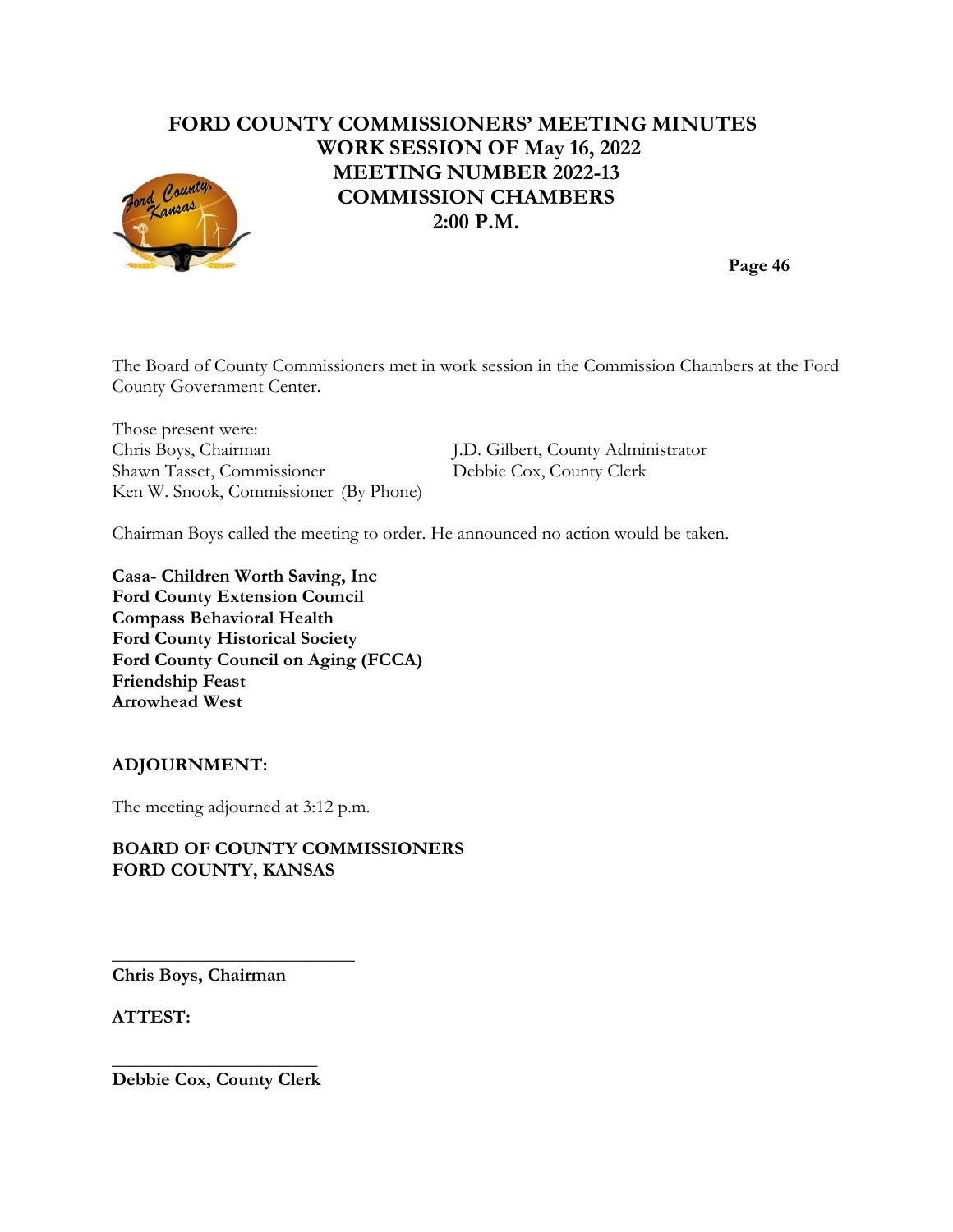# FORD COUNTY COMMISSIONERS' MEETING MINUTES
## WORK SESSION OF May 16, 2022
## MEETING NUMBER 2022-13
## COMMISSION CHAMBERS
## 2:00 P.M.

The Board of County Commissioners met in work session in the Commission Chambers at the Ford County Government Center.

Those present were:

| | |
|---|---|
| Chris Boys, Chairman | J.D. Gilbert, County Administrator |
| Shawn Tasset, Commissioner | Debbie Cox, County Clerk |
| Ken W. Snook, Commissioner (By Phone) | |

Chairman Boys called the meeting to order. He announced no action would be taken.

**Casa- Children Worth Saving, Inc**
**Ford County Extension Council**
**Compass Behavioral Health**
**Ford County Historical Society**
**Ford County Council on Aging (FCCA)**
**Friendship Feast**
**Arrowhead West**

**ADJOURNMENT:**

The meeting adjourned at 3:12 p.m.

**BOARD OF COUNTY COMMISSIONERS**
**FORD COUNTY, KANSAS**

\_\_\_\_\_\_\_\_\_\_\_\_\_\_\_\_\_\_\_\_\_\_\_\_\_\_\_
**Chris Boys, Chairman**

**ATTEST:**

\_\_\_\_\_\_\_\_\_\_\_\_\_\_\_\_\_\_\_\_\_\_\_
**Debbie Cox, County Clerk**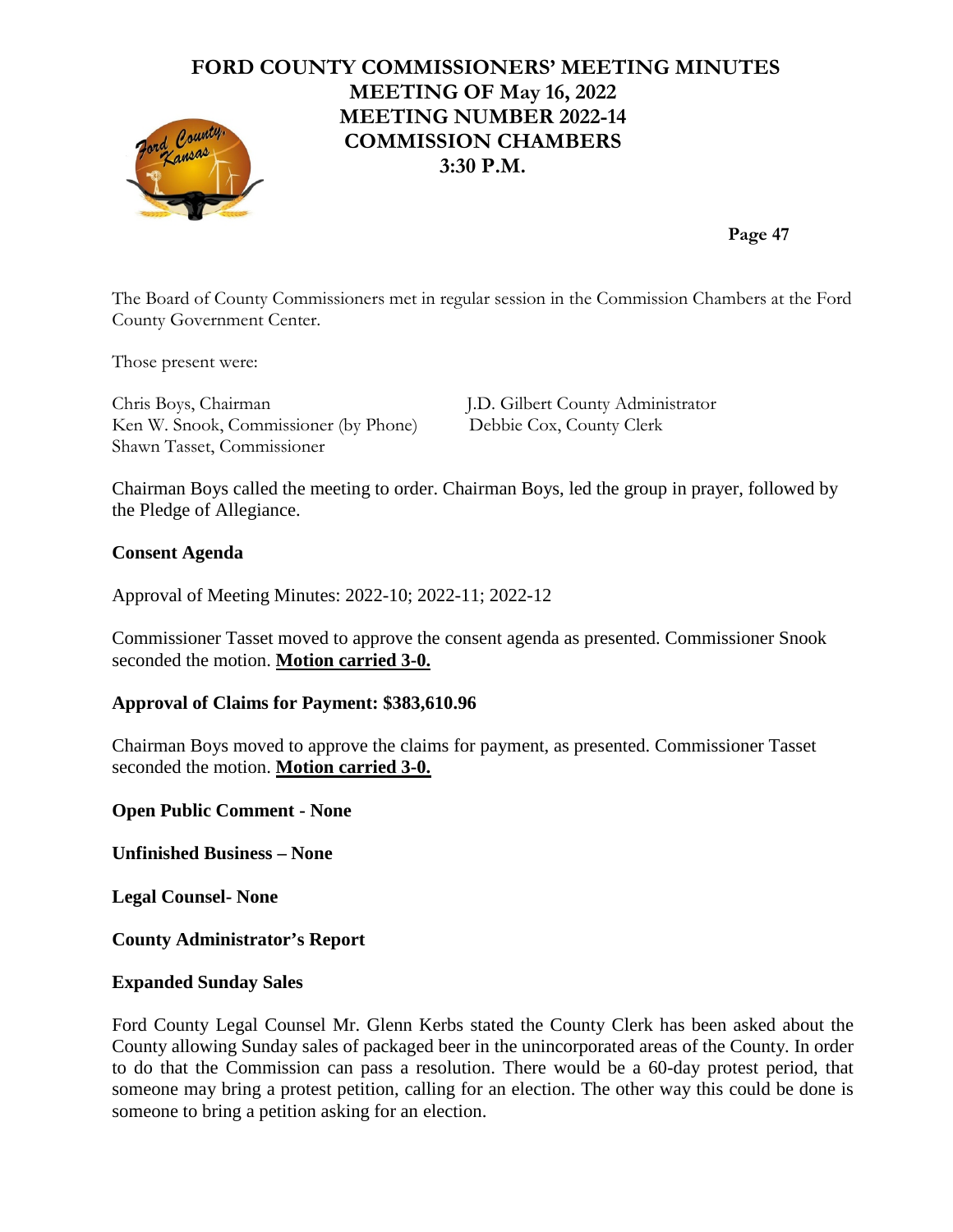# FORD COUNTY COMMISSIONERS' MEETING MINUTES
## MEETING OF May 16, 2022
## MEETING NUMBER 2022-14
## COMMISSION CHAMBERS
## 3:30 P.M.

The Board of County Commissioners met in regular session in the Commission Chambers at the Ford County Government Center.

Those present were:

Chris Boys, Chairman
Ken W. Snook, Commissioner (by Phone)
Shawn Tasset, Commissioner

J.D. Gilbert County Administrator
Debbie Cox, County Clerk

Chairman Boys called the meeting to order. Chairman Boys, led the group in prayer, followed by the Pledge of Allegiance.

**Consent Agenda**

Approval of Meeting Minutes: 2022-10; 2022-11; 2022-12

Commissioner Tasset moved to approve the consent agenda as presented. Commissioner Snook seconded the motion. **Motion carried 3-0.**

**Approval of Claims for Payment: $383,610.96**

Chairman Boys moved to approve the claims for payment, as presented. Commissioner Tasset seconded the motion. **Motion carried 3-0.**

**Open Public Comment - None**

**Unfinished Business – None**

**Legal Counsel- None**

**County Administrator's Report**

**Expanded Sunday Sales**

Ford County Legal Counsel Mr. Glenn Kerbs stated the County Clerk has been asked about the County allowing Sunday sales of packaged beer in the unincorporated areas of the County. In order to do that the Commission can pass a resolution. There would be a 60-day protest period, that someone may bring a protest petition, calling for an election. The other way this could be done is someone to bring a petition asking for an election.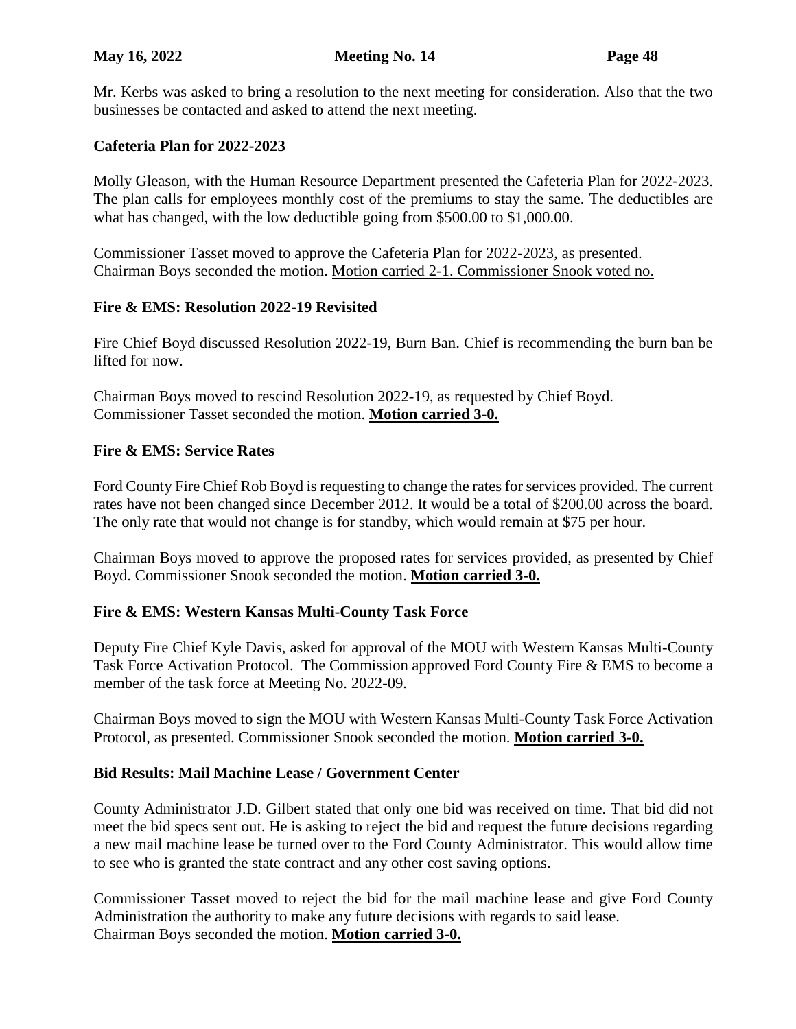Mr. Kerbs was asked to bring a resolution to the next meeting for consideration. Also that the two businesses be contacted and asked to attend the next meeting.

**Cafeteria Plan for 2022-2023**

Molly Gleason, with the Human Resource Department presented the Cafeteria Plan for 2022-2023. The plan calls for employees monthly cost of the premiums to stay the same. The deductibles are what has changed, with the low deductible going from $500.00 to $1,000.00.

Commissioner Tasset moved to approve the Cafeteria Plan for 2022-2023, as presented.
Chairman Boys seconded the motion. <u>Motion carried 2-1. Commissioner Snook voted no.</u>

**Fire & EMS: Resolution 2022-19 Revisited**

Fire Chief Boyd discussed Resolution 2022-19, Burn Ban. Chief is recommending the burn ban be lifted for now.

Chairman Boys moved to rescind Resolution 2022-19, as requested by Chief Boyd.
Commissioner Tasset seconded the motion. <u>**Motion carried 3-0.**</u>

**Fire & EMS: Service Rates**

Ford County Fire Chief Rob Boyd is requesting to change the rates for services provided. The current rates have not been changed since December 2012. It would be a total of $200.00 across the board. The only rate that would not change is for standby, which would remain at $75 per hour.

Chairman Boys moved to approve the proposed rates for services provided, as presented by Chief Boyd. Commissioner Snook seconded the motion. <u>**Motion carried 3-0.**</u>

**Fire & EMS: Western Kansas Multi-County Task Force**

Deputy Fire Chief Kyle Davis, asked for approval of the MOU with Western Kansas Multi-County Task Force Activation Protocol. The Commission approved Ford County Fire & EMS to become a member of the task force at Meeting No. 2022-09.

Chairman Boys moved to sign the MOU with Western Kansas Multi-County Task Force Activation Protocol, as presented. Commissioner Snook seconded the motion. <u>**Motion carried 3-0.**</u>

**Bid Results: Mail Machine Lease / Government Center**

County Administrator J.D. Gilbert stated that only one bid was received on time. That bid did not meet the bid specs sent out. He is asking to reject the bid and request the future decisions regarding a new mail machine lease be turned over to the Ford County Administrator. This would allow time to see who is granted the state contract and any other cost saving options.

Commissioner Tasset moved to reject the bid for the mail machine lease and give Ford County Administration the authority to make any future decisions with regards to said lease.
Chairman Boys seconded the motion. <u>**Motion carried 3-0.**</u>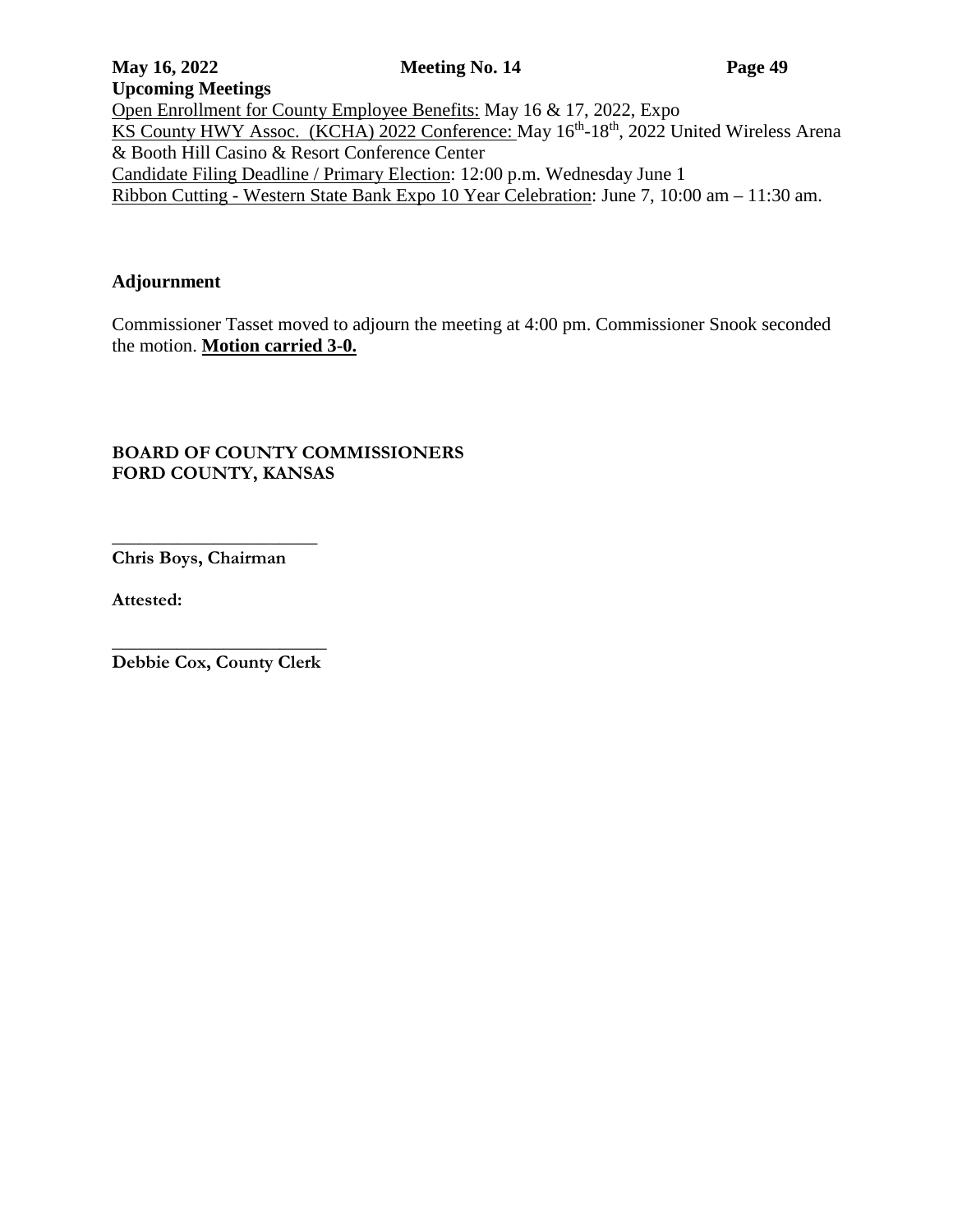**Upcoming Meetings**

Open Enrollment for County Employee Benefits: May 16 & 17, 2022, Expo

KS County HWY Assoc. (KCHA) 2022 Conference: May 16th-18th, 2022 United Wireless Arena & Booth Hill Casino & Resort Conference Center

Candidate Filing Deadline / Primary Election: 12:00 p.m. Wednesday June 1

Ribbon Cutting - Western State Bank Expo 10 Year Celebration: June 7, 10:00 am – 11:30 am.

**Adjournment**

Commissioner Tasset moved to adjourn the meeting at 4:00 pm. Commissioner Snook seconded the motion. **Motion carried 3-0.**

**BOARD OF COUNTY COMMISSIONERS**
**FORD COUNTY, KANSAS**

______________________
**Chris Boys, Chairman**

**Attested:**

______________________
**Debbie Cox, County Clerk**